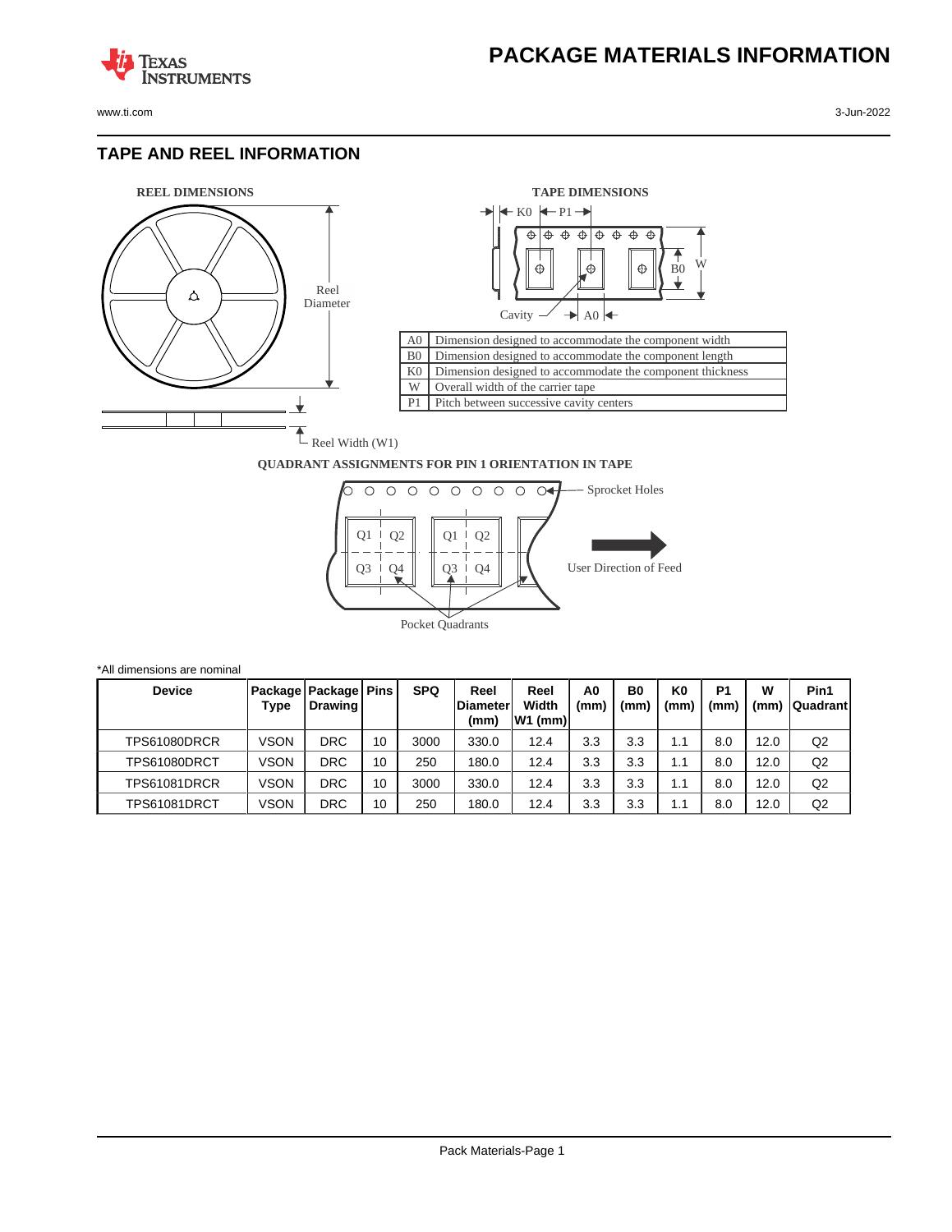# PACKAGE MATERIALS INFORMATION

## TAPE AND REEL INFORMATION

**REEL DIMENSIONS**

Reel Diameter

Reel Width (W1)

**TAPE DIMENSIONS**

| | |
|---|---|
| A0 | Dimension designed to accommodate the component width |
| B0 | Dimension designed to accommodate the component length |
| K0 | Dimension designed to accommodate the component thickness |
| W | Overall width of the carrier tape |
| P1 | Pitch between successive cavity centers |

**QUADRANT ASSIGNMENTS FOR PIN 1 ORIENTATION IN TAPE**

Sprocket Holes

User Direction of Feed

Pocket Quadrants

*All dimensions are nominal

| Device | Package Type | Package Drawing | Pins | SPQ | Reel Diameter (mm) | Reel Width W1 (mm) | A0 (mm) | B0 (mm) | K0 (mm) | P1 (mm) | W (mm) | Pin1 Quadrant |
|---|---|---|---|---|---|---|---|---|---|---|---|---|
| TPS61080DRCR | VSON | DRC | 10 | 3000 | 330.0 | 12.4 | 3.3 | 3.3 | 1.1 | 8.0 | 12.0 | Q2 |
| TPS61080DRCT | VSON | DRC | 10 | 250 | 180.0 | 12.4 | 3.3 | 3.3 | 1.1 | 8.0 | 12.0 | Q2 |
| TPS61081DRCR | VSON | DRC | 10 | 3000 | 330.0 | 12.4 | 3.3 | 3.3 | 1.1 | 8.0 | 12.0 | Q2 |
| TPS61081DRCT | VSON | DRC | 10 | 250 | 180.0 | 12.4 | 3.3 | 3.3 | 1.1 | 8.0 | 12.0 | Q2 |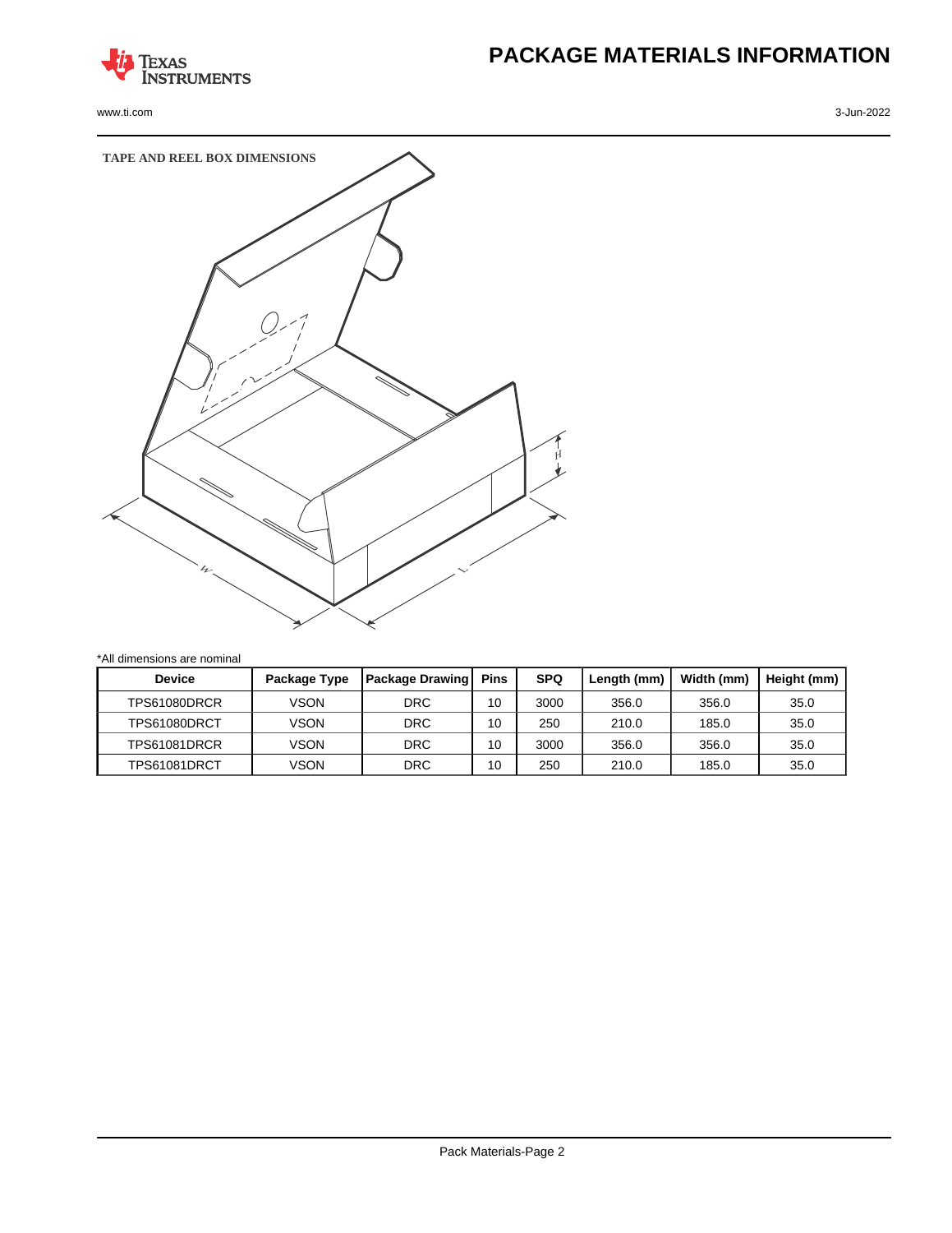# PACKAGE MATERIALS INFORMATION

www.ti.com

3-Jun-2022

TAPE AND REEL BOX DIMENSIONS

H

W

L

*All dimensions are nominal

| Device | Package Type | Package Drawing | Pins | SPQ | Length (mm) | Width (mm) | Height (mm) |
|---|---|---|---|---|---|---|---|
| TPS61080DRCR | VSON | DRC | 10 | 3000 | 356.0 | 356.0 | 35.0 |
| TPS61080DRCT | VSON | DRC | 10 | 250 | 210.0 | 185.0 | 35.0 |
| TPS61081DRCR | VSON | DRC | 10 | 3000 | 356.0 | 356.0 | 35.0 |
| TPS61081DRCT | VSON | DRC | 10 | 250 | 210.0 | 185.0 | 35.0 |